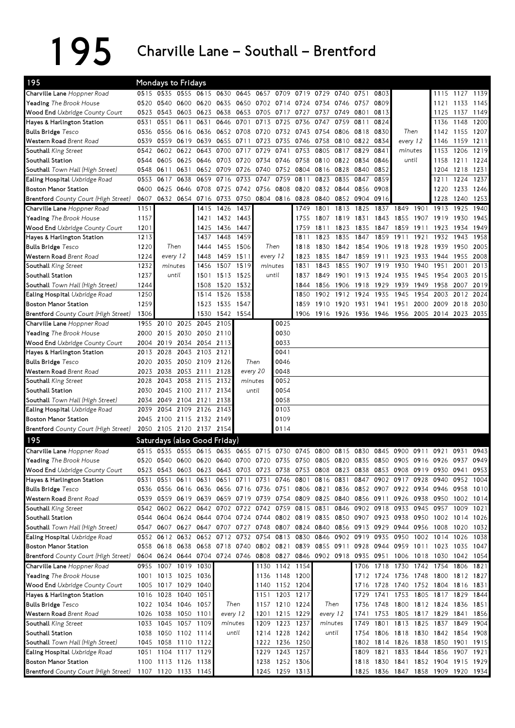# 195 Charville Lane – Southall – Brentford

## 195 Mondays to Fridays

| Stop | | | | | | | | | | | | | | | | | | |
|---|---|---|---|---|---|---|---|---|---|---|---|---|---|---|---|---|---|---|
| Charville Lane *Hoppner Road* | 0515 | 0535 | 0555 | 0615 | 0630 | 0645 | 0657 | 0709 | 0719 | 0729 | 0740 | 0751 | 0803 | | | 1115 | 1127 | 1139 |
| Yeading *The Brook House* | 0520 | 0540 | 0600 | 0620 | 0635 | 0650 | 0702 | 0714 | 0724 | 0734 | 0746 | 0757 | 0809 | | | 1121 | 1133 | 1145 |
| Wood End *Uxbridge County Court* | 0523 | 0543 | 0603 | 0623 | 0638 | 0653 | 0705 | 0717 | 0727 | 0737 | 0749 | 0801 | 0813 | | | 1125 | 1137 | 1149 |
| Hayes & Harlington Station | 0531 | 0551 | 0611 | 0631 | 0646 | 0701 | 0713 | 0725 | 0736 | 0747 | 0759 | 0811 | 0824 | | | 1136 | 1148 | 1200 |
| Bulls Bridge *Tesco* | 0536 | 0556 | 0616 | 0636 | 0652 | 0708 | 0720 | 0732 | 0743 | 0754 | 0806 | 0818 | 0830 | Then | | 1142 | 1155 | 1207 |
| Western Road *Brent Road* | 0539 | 0559 | 0619 | 0639 | 0655 | 0711 | 0723 | 0735 | 0746 | 0758 | 0810 | 0822 | 0834 | every 12 | | 1146 | 1159 | 1211 |
| Southall *King Street* | 0542 | 0602 | 0622 | 0643 | 0700 | 0717 | 0729 | 0741 | 0753 | 0805 | 0817 | 0829 | 0841 | minutes | | 1153 | 1206 | 1219 |
| Southall Station | 0544 | 0605 | 0625 | 0646 | 0703 | 0720 | 0734 | 0746 | 0758 | 0810 | 0822 | 0834 | 0846 | until | | 1158 | 1211 | 1224 |
| Southall *Town Hall (High Street)* | 0548 | 0611 | 0631 | 0652 | 0709 | 0726 | 0740 | 0752 | 0804 | 0816 | 0828 | 0840 | 0852 | | | 1204 | 1218 | 1231 |
| Ealing Hospital *Uxbridge Road* | 0553 | 0617 | 0638 | 0659 | 0716 | 0733 | 0747 | 0759 | 0811 | 0823 | 0835 | 0847 | 0859 | | | 1211 | 1224 | 1237 |
| Boston Manor Station | 0600 | 0625 | 0646 | 0708 | 0725 | 0742 | 0756 | 0808 | 0820 | 0832 | 0844 | 0856 | 0908 | | | 1220 | 1233 | 1246 |
| Brentford *County Court (High Street)* | 0607 | 0632 | 0654 | 0716 | 0733 | 0750 | 0804 | 0816 | 0828 | 0840 | 0852 | 0904 | 0916 | | | 1228 | 1240 | 1253 |

| Stop | | | | | | | | | | | | | | | | | | |
|---|---|---|---|---|---|---|---|---|---|---|---|---|---|---|---|---|---|---|
| Charville Lane *Hoppner Road* | 1151 | | | 1415 | 1426 | 1437 | | | 1749 | 1801 | 1813 | 1825 | 1837 | 1849 | 1901 | 1913 | 1925 | 1940 |
| Yeading *The Brook House* | 1157 | | | 1421 | 1432 | 1443 | | | 1755 | 1807 | 1819 | 1831 | 1843 | 1855 | 1907 | 1919 | 1930 | 1945 |
| Wood End *Uxbridge County Court* | 1201 | | | 1425 | 1436 | 1447 | | | 1759 | 1811 | 1823 | 1835 | 1847 | 1859 | 1911 | 1923 | 1934 | 1949 |
| Hayes & Harlington Station | 1213 | | | 1437 | 1448 | 1459 | | | 1811 | 1823 | 1835 | 1847 | 1859 | 1911 | 1921 | 1932 | 1943 | 1958 |
| Bulls Bridge *Tesco* | 1220 | Then | | 1444 | 1455 | 1506 | Then | | 1818 | 1830 | 1842 | 1854 | 1906 | 1918 | 1928 | 1939 | 1950 | 2005 |
| Western Road *Brent Road* | 1224 | every 12 | | 1448 | 1459 | 1511 | every 12 | | 1823 | 1835 | 1847 | 1859 | 1911 | 1923 | 1933 | 1944 | 1955 | 2008 |
| Southall *King Street* | 1232 | minutes | | 1456 | 1507 | 1519 | minutes | | 1831 | 1843 | 1855 | 1907 | 1919 | 1930 | 1940 | 1951 | 2001 | 2013 |
| Southall Station | 1237 | until | | 1501 | 1513 | 1525 | until | | 1837 | 1849 | 1901 | 1913 | 1924 | 1935 | 1945 | 1954 | 2003 | 2015 |
| Southall *Town Hall (High Street)* | 1244 | | | 1508 | 1520 | 1532 | | | 1844 | 1856 | 1906 | 1918 | 1929 | 1939 | 1949 | 1958 | 2007 | 2019 |
| Ealing Hospital *Uxbridge Road* | 1250 | | | 1514 | 1526 | 1538 | | | 1850 | 1902 | 1912 | 1924 | 1935 | 1945 | 1954 | 2003 | 2012 | 2024 |
| Boston Manor Station | 1259 | | | 1523 | 1535 | 1547 | | | 1859 | 1910 | 1920 | 1931 | 1941 | 1951 | 2000 | 2009 | 2018 | 2030 |
| Brentford *County Court (High Street)* | 1306 | | | 1530 | 1542 | 1554 | | | 1906 | 1916 | 1926 | 1936 | 1946 | 1956 | 2005 | 2014 | 2023 | 2035 |

| Stop | | | | | | | | |
|---|---|---|---|---|---|---|---|---|
| Charville Lane *Hoppner Road* | 1955 | 2010 | 2025 | 2045 | 2105 | | | 0025 |
| Yeading *The Brook House* | 2000 | 2015 | 2030 | 2050 | 2110 | | | 0030 |
| Wood End *Uxbridge County Court* | 2004 | 2019 | 2034 | 2054 | 2113 | | | 0033 |
| Hayes & Harlington Station | 2013 | 2028 | 2043 | 2103 | 2121 | | | 0041 |
| Bulls Bridge *Tesco* | 2020 | 2035 | 2050 | 2109 | 2126 | Then | | 0046 |
| Western Road *Brent Road* | 2023 | 2038 | 2053 | 2111 | 2128 | every 20 | | 0048 |
| Southall *King Street* | 2028 | 2043 | 2058 | 2115 | 2132 | minutes | | 0052 |
| Southall Station | 2030 | 2045 | 2100 | 2117 | 2134 | until | | 0054 |
| Southall *Town Hall (High Street)* | 2034 | 2049 | 2104 | 2121 | 2138 | | | 0058 |
| Ealing Hospital *Uxbridge Road* | 2039 | 2054 | 2109 | 2126 | 2143 | | | 0103 |
| Boston Manor Station | 2045 | 2100 | 2115 | 2132 | 2149 | | | 0109 |
| Brentford *County Court (High Street)* | 2050 | 2105 | 2120 | 2137 | 2154 | | | 0114 |

## 195 Saturdays (also Good Friday)

| Stop | | | | | | | | | | | | | | | | | | |
|---|---|---|---|---|---|---|---|---|---|---|---|---|---|---|---|---|---|---|
| Charville Lane *Hoppner Road* | 0515 | 0535 | 0555 | 0615 | 0635 | 0655 | 0715 | 0730 | 0745 | 0800 | 0815 | 0830 | 0845 | 0900 | 0911 | 0921 | 0931 | 0943 |
| Yeading *The Brook House* | 0520 | 0540 | 0600 | 0620 | 0640 | 0700 | 0720 | 0735 | 0750 | 0805 | 0820 | 0835 | 0850 | 0905 | 0916 | 0926 | 0937 | 0949 |
| Wood End *Uxbridge County Court* | 0523 | 0543 | 0603 | 0623 | 0643 | 0703 | 0723 | 0738 | 0753 | 0808 | 0823 | 0838 | 0853 | 0908 | 0919 | 0930 | 0941 | 0953 |
| Hayes & Harlington Station | 0531 | 0551 | 0611 | 0631 | 0651 | 0711 | 0731 | 0746 | 0801 | 0816 | 0831 | 0847 | 0902 | 0917 | 0928 | 0940 | 0952 | 1004 |
| Bulls Bridge *Tesco* | 0536 | 0556 | 0616 | 0636 | 0656 | 0716 | 0736 | 0751 | 0806 | 0821 | 0836 | 0852 | 0907 | 0922 | 0934 | 0946 | 0958 | 1010 |
| Western Road *Brent Road* | 0539 | 0559 | 0619 | 0639 | 0659 | 0719 | 0739 | 0754 | 0809 | 0825 | 0840 | 0856 | 0911 | 0926 | 0938 | 0950 | 1002 | 1014 |
| Southall *King Street* | 0542 | 0602 | 0622 | 0642 | 0702 | 0722 | 0742 | 0759 | 0815 | 0831 | 0846 | 0902 | 0918 | 0933 | 0945 | 0957 | 1009 | 1021 |
| Southall Station | 0544 | 0604 | 0624 | 0644 | 0704 | 0724 | 0744 | 0802 | 0819 | 0835 | 0850 | 0907 | 0923 | 0938 | 0950 | 1002 | 1014 | 1026 |
| Southall *Town Hall (High Street)* | 0547 | 0607 | 0627 | 0647 | 0707 | 0727 | 0748 | 0807 | 0824 | 0840 | 0856 | 0913 | 0929 | 0944 | 0956 | 1008 | 1020 | 1032 |
| Ealing Hospital *Uxbridge Road* | 0552 | 0612 | 0632 | 0652 | 0712 | 0732 | 0754 | 0813 | 0830 | 0846 | 0902 | 0919 | 0935 | 0950 | 1002 | 1014 | 1026 | 1038 |
| Boston Manor Station | 0558 | 0618 | 0638 | 0658 | 0718 | 0740 | 0802 | 0821 | 0839 | 0855 | 0911 | 0928 | 0944 | 0959 | 1011 | 1023 | 1035 | 1047 |
| Brentford *County Court (High Street)* | 0604 | 0624 | 0644 | 0704 | 0724 | 0746 | 0808 | 0827 | 0846 | 0902 | 0918 | 0935 | 0951 | 1006 | 1018 | 1030 | 1042 | 1054 |

| Stop | | | | | | | | | | | | | | | | | | |
|---|---|---|---|---|---|---|---|---|---|---|---|---|---|---|---|---|---|---|
| Charville Lane *Hoppner Road* | 0955 | 1007 | 1019 | 1030 | | | 1130 | 1142 | 1154 | | | 1706 | 1718 | 1730 | 1742 | 1754 | 1806 | 1821 |
| Yeading *The Brook House* | 1001 | 1013 | 1025 | 1036 | | | 1136 | 1148 | 1200 | | | 1712 | 1724 | 1736 | 1748 | 1800 | 1812 | 1827 |
| Wood End *Uxbridge County Court* | 1005 | 1017 | 1029 | 1040 | | | 1140 | 1152 | 1204 | | | 1716 | 1728 | 1740 | 1752 | 1804 | 1816 | 1831 |
| Hayes & Harlington Station | 1016 | 1028 | 1040 | 1051 | | | 1151 | 1203 | 1217 | | | 1729 | 1741 | 1753 | 1805 | 1817 | 1829 | 1844 |
| Bulls Bridge *Tesco* | 1022 | 1034 | 1046 | 1057 | Then | | 1157 | 1210 | 1224 | Then | | 1736 | 1748 | 1800 | 1812 | 1824 | 1836 | 1851 |
| Western Road *Brent Road* | 1026 | 1038 | 1050 | 1101 | every 12 | | 1201 | 1215 | 1229 | every 12 | | 1741 | 1753 | 1805 | 1817 | 1829 | 1841 | 1856 |
| Southall *King Street* | 1033 | 1045 | 1057 | 1109 | minutes | | 1209 | 1223 | 1237 | minutes | | 1749 | 1801 | 1813 | 1825 | 1837 | 1849 | 1904 |
| Southall Station | 1038 | 1050 | 1102 | 1114 | until | | 1214 | 1228 | 1242 | until | | 1754 | 1806 | 1818 | 1830 | 1842 | 1854 | 1908 |
| Southall *Town Hall (High Street)* | 1045 | 1058 | 1110 | 1122 | | | 1222 | 1236 | 1250 | | | 1802 | 1814 | 1826 | 1838 | 1850 | 1901 | 1915 |
| Ealing Hospital *Uxbridge Road* | 1051 | 1104 | 1117 | 1129 | | | 1229 | 1243 | 1257 | | | 1809 | 1821 | 1833 | 1844 | 1856 | 1907 | 1921 |
| Boston Manor Station | 1100 | 1113 | 1126 | 1138 | | | 1238 | 1252 | 1306 | | | 1818 | 1830 | 1841 | 1852 | 1904 | 1915 | 1929 |
| Brentford *County Court (High Street)* | 1107 | 1120 | 1133 | 1145 | | | 1245 | 1259 | 1313 | | | 1825 | 1836 | 1847 | 1858 | 1909 | 1920 | 1934 |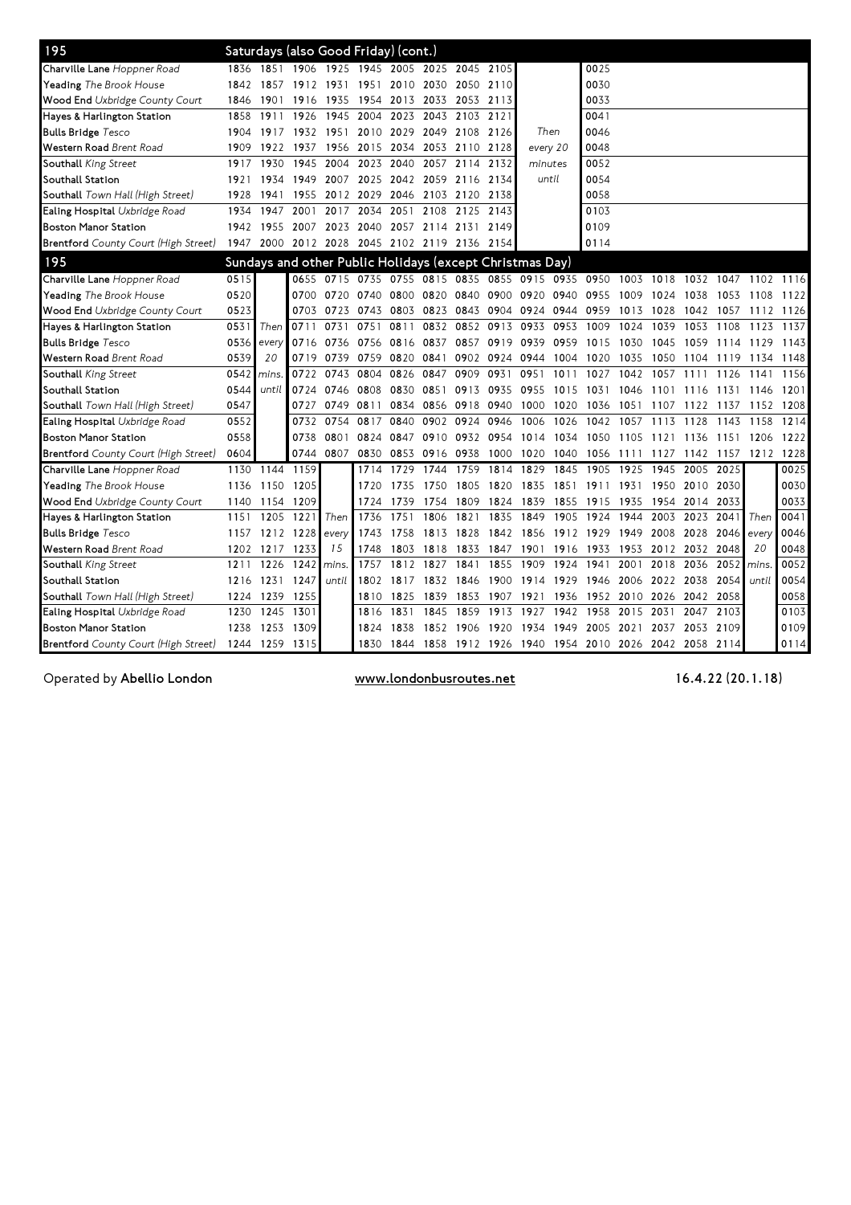## 195 Saturdays (also Good Friday) (cont.)

| 195 | | | | | | | | | | | |
|---|---|---|---|---|---|---|---|---|---|---|---|
| Charville Lane *Hoppner Road* | 1836 | 1851 | 1906 | 1925 | 1945 | 2005 | 2025 | 2045 | 2105 | | 0025 |
| Yeading *The Brook House* | 1842 | 1857 | 1912 | 1931 | 1951 | 2010 | 2030 | 2050 | 2110 | | 0030 |
| Wood End *Uxbridge County Court* | 1846 | 1901 | 1916 | 1935 | 1954 | 2013 | 2033 | 2053 | 2113 | | 0033 |
| Hayes & Harlington Station | 1858 | 1911 | 1926 | 1945 | 2004 | 2023 | 2043 | 2103 | 2121 | | 0041 |
| Bulls Bridge *Tesco* | 1904 | 1917 | 1932 | 1951 | 2010 | 2029 | 2049 | 2108 | 2126 | Then | 0046 |
| Western Road *Brent Road* | 1909 | 1922 | 1937 | 1956 | 2015 | 2034 | 2053 | 2110 | 2128 | every 20 | 0048 |
| Southall *King Street* | 1917 | 1930 | 1945 | 2004 | 2023 | 2040 | 2057 | 2114 | 2132 | minutes | 0052 |
| Southall Station | 1921 | 1934 | 1949 | 2007 | 2025 | 2042 | 2059 | 2116 | 2134 | until | 0054 |
| Southall *Town Hall (High Street)* | 1928 | 1941 | 1955 | 2012 | 2029 | 2046 | 2103 | 2120 | 2138 | | 0058 |
| Ealing Hospital *Uxbridge Road* | 1934 | 1947 | 2001 | 2017 | 2034 | 2051 | 2108 | 2125 | 2143 | | 0103 |
| Boston Manor Station | 1942 | 1955 | 2007 | 2023 | 2040 | 2057 | 2114 | 2131 | 2149 | | 0109 |
| Brentford *County Court (High Street)* | 1947 | 2000 | 2012 | 2028 | 2045 | 2102 | 2119 | 2136 | 2154 | | 0114 |

## 195 Sundays and other Public Holidays (except Christmas Day)

| 195 | | | | | | | | | | | | | | | | | | | |
|---|---|---|---|---|---|---|---|---|---|---|---|---|---|---|---|---|---|---|---|
| Charville Lane *Hoppner Road* | 0515 | | 0655 | 0715 | 0735 | 0755 | 0815 | 0835 | 0855 | 0915 | 0935 | 0950 | 1003 | 1018 | 1032 | 1047 | 1102 | 1116 |
| Yeading *The Brook House* | 0520 | | 0700 | 0720 | 0740 | 0800 | 0820 | 0840 | 0900 | 0920 | 0940 | 0955 | 1009 | 1024 | 1038 | 1053 | 1108 | 1122 |
| Wood End *Uxbridge County Court* | 0523 | | 0703 | 0723 | 0743 | 0803 | 0823 | 0843 | 0904 | 0924 | 0944 | 0959 | 1013 | 1028 | 1042 | 1057 | 1112 | 1126 |
| Hayes & Harlington Station | 0531 | Then | 0711 | 0731 | 0751 | 0811 | 0832 | 0852 | 0913 | 0933 | 0953 | 1009 | 1024 | 1039 | 1053 | 1108 | 1123 | 1137 |
| Bulls Bridge *Tesco* | 0536 | every | 0716 | 0736 | 0756 | 0816 | 0837 | 0857 | 0919 | 0939 | 0959 | 1015 | 1030 | 1045 | 1059 | 1114 | 1129 | 1143 |
| Western Road *Brent Road* | 0539 | 20 | 0719 | 0739 | 0759 | 0820 | 0841 | 0902 | 0924 | 0944 | 1004 | 1020 | 1035 | 1050 | 1104 | 1119 | 1134 | 1148 |
| Southall *King Street* | 0542 | mins. | 0722 | 0743 | 0804 | 0826 | 0847 | 0909 | 0931 | 0951 | 1011 | 1027 | 1042 | 1057 | 1111 | 1126 | 1141 | 1156 |
| Southall Station | 0544 | until | 0724 | 0746 | 0808 | 0830 | 0851 | 0913 | 0935 | 0955 | 1015 | 1031 | 1046 | 1101 | 1116 | 1131 | 1146 | 1201 |
| Southall *Town Hall (High Street)* | 0547 | | 0727 | 0749 | 0811 | 0834 | 0856 | 0918 | 0940 | 1000 | 1020 | 1036 | 1051 | 1107 | 1122 | 1137 | 1152 | 1208 |
| Ealing Hospital *Uxbridge Road* | 0552 | | 0732 | 0754 | 0817 | 0840 | 0902 | 0924 | 0946 | 1006 | 1026 | 1042 | 1057 | 1113 | 1128 | 1143 | 1158 | 1214 |
| Boston Manor Station | 0558 | | 0738 | 0801 | 0824 | 0847 | 0910 | 0932 | 0954 | 1014 | 1034 | 1050 | 1105 | 1121 | 1136 | 1151 | 1206 | 1222 |
| Brentford *County Court (High Street)* | 0604 | | 0744 | 0807 | 0830 | 0853 | 0916 | 0938 | 1000 | 1020 | 1040 | 1056 | 1111 | 1127 | 1142 | 1157 | 1212 | 1228 |
| Charville Lane *Hoppner Road* | 1130 | 1144 | 1159 | | 1714 | 1729 | 1744 | 1759 | 1814 | 1829 | 1845 | 1905 | 1925 | 1945 | 2005 | 2025 | | 0025 |
| Yeading *The Brook House* | 1136 | 1150 | 1205 | | 1720 | 1735 | 1750 | 1805 | 1820 | 1835 | 1851 | 1911 | 1931 | 1950 | 2010 | 2030 | | 0030 |
| Wood End *Uxbridge County Court* | 1140 | 1154 | 1209 | | 1724 | 1739 | 1754 | 1809 | 1824 | 1839 | 1855 | 1915 | 1935 | 1954 | 2014 | 2033 | | 0033 |
| Hayes & Harlington Station | 1151 | 1205 | 1221 | Then | 1736 | 1751 | 1806 | 1821 | 1835 | 1849 | 1905 | 1924 | 1944 | 2003 | 2023 | 2041 | Then | 0041 |
| Bulls Bridge *Tesco* | 1157 | 1212 | 1228 | every | 1743 | 1758 | 1813 | 1828 | 1842 | 1856 | 1912 | 1929 | 1949 | 2008 | 2028 | 2046 | every | 0046 |
| Western Road *Brent Road* | 1202 | 1217 | 1233 | 15 | 1748 | 1803 | 1818 | 1833 | 1847 | 1901 | 1916 | 1933 | 1953 | 2012 | 2032 | 2048 | 20 | 0048 |
| Southall *King Street* | 1211 | 1226 | 1242 | mins. | 1757 | 1812 | 1827 | 1841 | 1855 | 1909 | 1924 | 1941 | 2001 | 2018 | 2036 | 2052 | mins. | 0052 |
| Southall Station | 1216 | 1231 | 1247 | until | 1802 | 1817 | 1832 | 1846 | 1900 | 1914 | 1929 | 1946 | 2006 | 2022 | 2038 | 2054 | until | 0054 |
| Southall *Town Hall (High Street)* | 1224 | 1239 | 1255 | | 1810 | 1825 | 1839 | 1853 | 1907 | 1921 | 1936 | 1952 | 2010 | 2026 | 2042 | 2058 | | 0058 |
| Ealing Hospital *Uxbridge Road* | 1230 | 1245 | 1301 | | 1816 | 1831 | 1845 | 1859 | 1913 | 1927 | 1942 | 1958 | 2015 | 2031 | 2047 | 2103 | | 0103 |
| Boston Manor Station | 1238 | 1253 | 1309 | | 1824 | 1838 | 1852 | 1906 | 1920 | 1934 | 1949 | 2005 | 2021 | 2037 | 2053 | 2109 | | 0109 |
| Brentford *County Court (High Street)* | 1244 | 1259 | 1315 | | 1830 | 1844 | 1858 | 1912 | 1926 | 1940 | 1954 | 2010 | 2026 | 2042 | 2058 | 2114 | | 0114 |

Operated by **Abellio London** www.londonbusroutes.net 16.4.22 (20.1.18)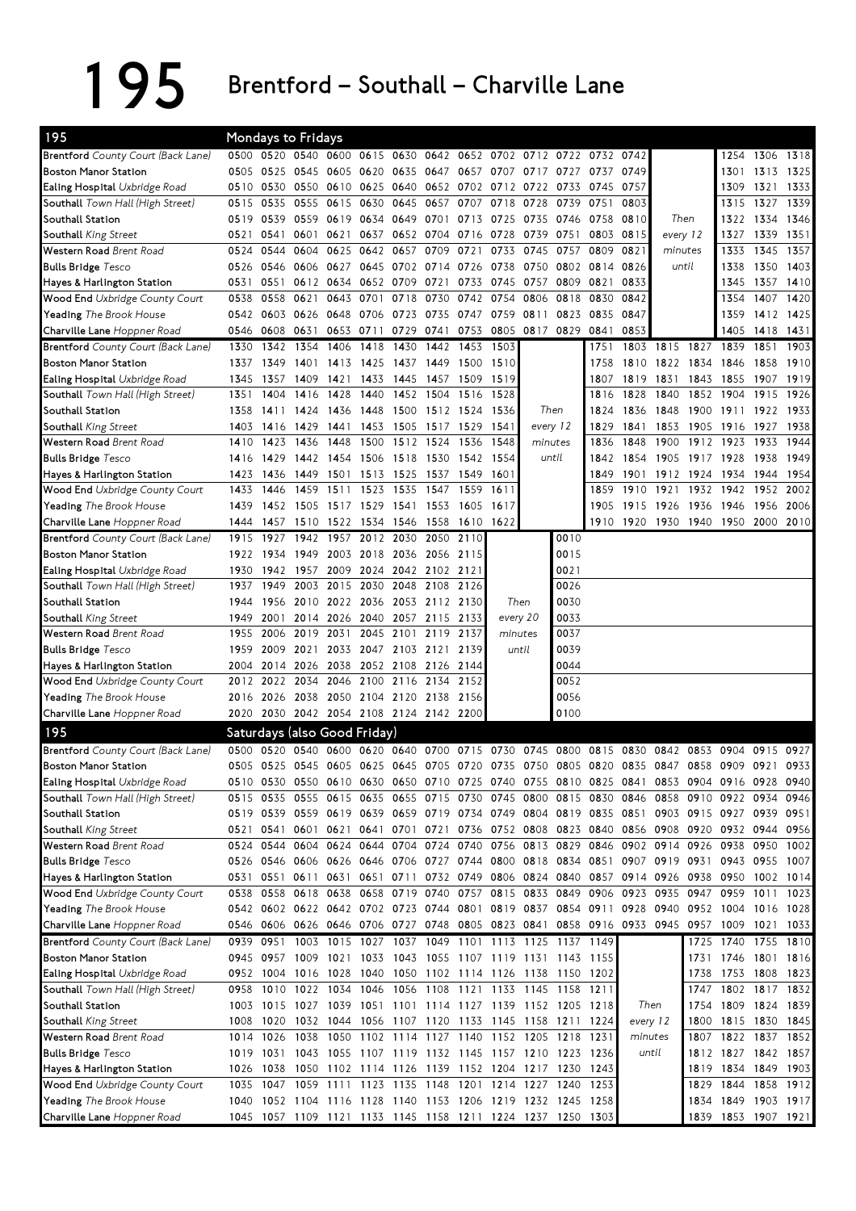# 195 Brentford – Southall – Charville Lane

## 195 Mondays to Fridays

| Stop | | | | | | | | | | | | | | | | | | |
|---|---|---|---|---|---|---|---|---|---|---|---|---|---|---|---|---|---|---|
| **Brentford** *County Court (Back Lane)* | 0500 | 0520 | 0540 | 0600 | 0615 | 0630 | 0642 | 0652 | 0702 | 0712 | 0722 | 0732 | 0742 | | | 1254 | 1306 | 1318 |
| **Boston Manor Station** | 0505 | 0525 | 0545 | 0605 | 0620 | 0635 | 0647 | 0657 | 0707 | 0717 | 0727 | 0737 | 0749 | | | 1301 | 1313 | 1325 |
| **Ealing Hospital** *Uxbridge Road* | 0510 | 0530 | 0550 | 0610 | 0625 | 0640 | 0652 | 0702 | 0712 | 0722 | 0733 | 0745 | 0757 | | | 1309 | 1321 | 1333 |
| **Southall** *Town Hall (High Street)* | 0515 | 0535 | 0555 | 0615 | 0630 | 0645 | 0657 | 0707 | 0718 | 0728 | 0739 | 0751 | 0803 | | | 1315 | 1327 | 1339 |
| **Southall Station** | 0519 | 0539 | 0559 | 0619 | 0634 | 0649 | 0701 | 0713 | 0725 | 0735 | 0746 | 0758 | 0810 | Then | | 1322 | 1334 | 1346 |
| **Southall** *King Street* | 0521 | 0541 | 0601 | 0621 | 0637 | 0652 | 0704 | 0716 | 0728 | 0739 | 0751 | 0803 | 0815 | every 12 | | 1327 | 1339 | 1351 |
| **Western Road** *Brent Road* | 0524 | 0544 | 0604 | 0625 | 0642 | 0657 | 0709 | 0721 | 0733 | 0745 | 0757 | 0809 | 0821 | minutes | | 1333 | 1345 | 1357 |
| **Bulls Bridge** *Tesco* | 0526 | 0546 | 0606 | 0627 | 0645 | 0702 | 0714 | 0726 | 0738 | 0750 | 0802 | 0814 | 0826 | until | | 1338 | 1350 | 1403 |
| **Hayes & Harlington Station** | 0531 | 0551 | 0612 | 0634 | 0652 | 0709 | 0721 | 0733 | 0745 | 0757 | 0809 | 0821 | 0833 | | | 1345 | 1357 | 1410 |
| **Wood End** *Uxbridge County Court* | 0538 | 0558 | 0621 | 0643 | 0701 | 0718 | 0730 | 0742 | 0754 | 0806 | 0818 | 0830 | 0842 | | | 1354 | 1407 | 1420 |
| **Yeading** *The Brook House* | 0542 | 0603 | 0626 | 0648 | 0706 | 0723 | 0735 | 0747 | 0759 | 0811 | 0823 | 0835 | 0847 | | | 1359 | 1412 | 1425 |
| **Charville Lane** *Hoppner Road* | 0546 | 0608 | 0631 | 0653 | 0711 | 0729 | 0741 | 0753 | 0805 | 0817 | 0829 | 0841 | 0853 | | | 1405 | 1418 | 1431 |

| Stop | | | | | | | | | | | | | | | | | | |
|---|---|---|---|---|---|---|---|---|---|---|---|---|---|---|---|---|---|---|
| **Brentford** *County Court (Back Lane)* | 1330 | 1342 | 1354 | 1406 | 1418 | 1430 | 1442 | 1453 | 1503 | | 1751 | 1803 | 1815 | 1827 | 1839 | 1851 | 1903 |
| **Boston Manor Station** | 1337 | 1349 | 1401 | 1413 | 1425 | 1437 | 1449 | 1500 | 1510 | | 1758 | 1810 | 1822 | 1834 | 1846 | 1858 | 1910 |
| **Ealing Hospital** *Uxbridge Road* | 1345 | 1357 | 1409 | 1421 | 1433 | 1445 | 1457 | 1509 | 1519 | | 1807 | 1819 | 1831 | 1843 | 1855 | 1907 | 1919 |
| **Southall** *Town Hall (High Street)* | 1351 | 1404 | 1416 | 1428 | 1440 | 1452 | 1504 | 1516 | 1528 | | 1816 | 1828 | 1840 | 1852 | 1904 | 1915 | 1926 |
| **Southall Station** | 1358 | 1411 | 1424 | 1436 | 1448 | 1500 | 1512 | 1524 | 1536 | Then | 1824 | 1836 | 1848 | 1900 | 1911 | 1922 | 1933 |
| **Southall** *King Street* | 1403 | 1416 | 1429 | 1441 | 1453 | 1505 | 1517 | 1529 | 1541 | every 12 | 1829 | 1841 | 1853 | 1905 | 1916 | 1927 | 1938 |
| **Western Road** *Brent Road* | 1410 | 1423 | 1436 | 1448 | 1500 | 1512 | 1524 | 1536 | 1548 | minutes | 1836 | 1848 | 1900 | 1912 | 1923 | 1933 | 1944 |
| **Bulls Bridge** *Tesco* | 1416 | 1429 | 1442 | 1454 | 1506 | 1518 | 1530 | 1542 | 1554 | until | 1842 | 1854 | 1905 | 1917 | 1928 | 1938 | 1949 |
| **Hayes & Harlington Station** | 1423 | 1436 | 1449 | 1501 | 1513 | 1525 | 1537 | 1549 | 1601 | | 1849 | 1901 | 1912 | 1924 | 1934 | 1944 | 1954 |
| **Wood End** *Uxbridge County Court* | 1433 | 1446 | 1459 | 1511 | 1523 | 1535 | 1547 | 1559 | 1611 | | 1859 | 1910 | 1921 | 1932 | 1942 | 1952 | 2002 |
| **Yeading** *The Brook House* | 1439 | 1452 | 1505 | 1517 | 1529 | 1541 | 1553 | 1605 | 1617 | | 1905 | 1915 | 1926 | 1936 | 1946 | 1956 | 2006 |
| **Charville Lane** *Hoppner Road* | 1444 | 1457 | 1510 | 1522 | 1534 | 1546 | 1558 | 1610 | 1622 | | 1910 | 1920 | 1930 | 1940 | 1950 | 2000 | 2010 |

| Stop | | | | | | | | | | |
|---|---|---|---|---|---|---|---|---|---|---|
| **Brentford** *County Court (Back Lane)* | 1915 | 1927 | 1942 | 1957 | 2012 | 2030 | 2050 | 2110 | | 0010 |
| **Boston Manor Station** | 1922 | 1934 | 1949 | 2003 | 2018 | 2036 | 2056 | 2115 | | 0015 |
| **Ealing Hospital** *Uxbridge Road* | 1930 | 1942 | 1957 | 2009 | 2024 | 2042 | 2102 | 2121 | | 0021 |
| **Southall** *Town Hall (High Street)* | 1937 | 1949 | 2003 | 2015 | 2030 | 2048 | 2108 | 2126 | | 0026 |
| **Southall Station** | 1944 | 1956 | 2010 | 2022 | 2036 | 2053 | 2112 | 2130 | Then | 0030 |
| **Southall** *King Street* | 1949 | 2001 | 2014 | 2026 | 2040 | 2057 | 2115 | 2133 | every 20 | 0033 |
| **Western Road** *Brent Road* | 1955 | 2006 | 2019 | 2031 | 2045 | 2101 | 2119 | 2137 | minutes | 0037 |
| **Bulls Bridge** *Tesco* | 1959 | 2009 | 2021 | 2033 | 2047 | 2103 | 2121 | 2139 | until | 0039 |
| **Hayes & Harlington Station** | 2004 | 2014 | 2026 | 2038 | 2052 | 2108 | 2126 | 2144 | | 0044 |
| **Wood End** *Uxbridge County Court* | 2012 | 2022 | 2034 | 2046 | 2100 | 2116 | 2134 | 2152 | | 0052 |
| **Yeading** *The Brook House* | 2016 | 2026 | 2038 | 2050 | 2104 | 2120 | 2138 | 2156 | | 0056 |
| **Charville Lane** *Hoppner Road* | 2020 | 2030 | 2042 | 2054 | 2108 | 2124 | 2142 | 2200 | | 0100 |

## 195 Saturdays (also Good Friday)

| Stop | | | | | | | | | | | | | | | | | | |
|---|---|---|---|---|---|---|---|---|---|---|---|---|---|---|---|---|---|---|
| **Brentford** *County Court (Back Lane)* | 0500 | 0520 | 0540 | 0600 | 0620 | 0640 | 0700 | 0715 | 0730 | 0745 | 0800 | 0815 | 0830 | 0842 | 0853 | 0904 | 0915 | 0927 |
| **Boston Manor Station** | 0505 | 0525 | 0545 | 0605 | 0625 | 0645 | 0705 | 0720 | 0735 | 0750 | 0805 | 0820 | 0835 | 0847 | 0858 | 0909 | 0921 | 0933 |
| **Ealing Hospital** *Uxbridge Road* | 0510 | 0530 | 0550 | 0610 | 0630 | 0650 | 0710 | 0725 | 0740 | 0755 | 0810 | 0825 | 0841 | 0853 | 0904 | 0916 | 0928 | 0940 |
| **Southall** *Town Hall (High Street)* | 0515 | 0535 | 0555 | 0615 | 0635 | 0655 | 0715 | 0730 | 0745 | 0800 | 0815 | 0830 | 0846 | 0858 | 0910 | 0922 | 0934 | 0946 |
| **Southall Station** | 0519 | 0539 | 0559 | 0619 | 0639 | 0659 | 0719 | 0734 | 0749 | 0804 | 0819 | 0835 | 0851 | 0903 | 0915 | 0927 | 0939 | 0951 |
| **Southall** *King Street* | 0521 | 0541 | 0601 | 0621 | 0641 | 0701 | 0721 | 0736 | 0752 | 0808 | 0823 | 0840 | 0856 | 0908 | 0920 | 0932 | 0944 | 0956 |
| **Western Road** *Brent Road* | 0524 | 0544 | 0604 | 0624 | 0644 | 0704 | 0724 | 0740 | 0756 | 0813 | 0829 | 0846 | 0902 | 0914 | 0926 | 0938 | 0950 | 1002 |
| **Bulls Bridge** *Tesco* | 0526 | 0546 | 0606 | 0626 | 0646 | 0706 | 0727 | 0744 | 0800 | 0818 | 0834 | 0851 | 0907 | 0919 | 0931 | 0943 | 0955 | 1007 |
| **Hayes & Harlington Station** | 0531 | 0551 | 0611 | 0631 | 0651 | 0711 | 0732 | 0749 | 0806 | 0824 | 0840 | 0857 | 0914 | 0926 | 0938 | 0950 | 1002 | 1014 |
| **Wood End** *Uxbridge County Court* | 0538 | 0558 | 0618 | 0638 | 0658 | 0719 | 0740 | 0757 | 0815 | 0833 | 0849 | 0906 | 0923 | 0935 | 0947 | 0959 | 1011 | 1023 |
| **Yeading** *The Brook House* | 0542 | 0602 | 0622 | 0642 | 0702 | 0723 | 0744 | 0801 | 0819 | 0837 | 0854 | 0911 | 0928 | 0940 | 0952 | 1004 | 1016 | 1028 |
| **Charville Lane** *Hoppner Road* | 0546 | 0606 | 0626 | 0646 | 0706 | 0727 | 0748 | 0805 | 0823 | 0841 | 0858 | 0916 | 0933 | 0945 | 0957 | 1009 | 1021 | 1033 |

| Stop | | | | | | | | | | | | | | | | | |
|---|---|---|---|---|---|---|---|---|---|---|---|---|---|---|---|---|---|
| **Brentford** *County Court (Back Lane)* | 0939 | 0951 | 1003 | 1015 | 1027 | 1037 | 1049 | 1101 | 1113 | 1125 | 1137 | 1149 | | 1725 | 1740 | 1755 | 1810 |
| **Boston Manor Station** | 0945 | 0957 | 1009 | 1021 | 1033 | 1043 | 1055 | 1107 | 1119 | 1131 | 1143 | 1155 | | 1731 | 1746 | 1801 | 1816 |
| **Ealing Hospital** *Uxbridge Road* | 0952 | 1004 | 1016 | 1028 | 1040 | 1050 | 1102 | 1114 | 1126 | 1138 | 1150 | 1202 | | 1738 | 1753 | 1808 | 1823 |
| **Southall** *Town Hall (High Street)* | 0958 | 1010 | 1022 | 1034 | 1046 | 1056 | 1108 | 1121 | 1133 | 1145 | 1158 | 1211 | | 1747 | 1802 | 1817 | 1832 |
| **Southall Station** | 1003 | 1015 | 1027 | 1039 | 1051 | 1101 | 1114 | 1127 | 1139 | 1152 | 1205 | 1218 | Then | 1754 | 1809 | 1824 | 1839 |
| **Southall** *King Street* | 1008 | 1020 | 1032 | 1044 | 1056 | 1107 | 1120 | 1133 | 1145 | 1158 | 1211 | 1224 | every 12 | 1800 | 1815 | 1830 | 1845 |
| **Western Road** *Brent Road* | 1014 | 1026 | 1038 | 1050 | 1102 | 1114 | 1127 | 1140 | 1152 | 1205 | 1218 | 1231 | minutes | 1807 | 1822 | 1837 | 1852 |
| **Bulls Bridge** *Tesco* | 1019 | 1031 | 1043 | 1055 | 1107 | 1119 | 1132 | 1145 | 1157 | 1210 | 1223 | 1236 | until | 1812 | 1827 | 1842 | 1857 |
| **Hayes & Harlington Station** | 1026 | 1038 | 1050 | 1102 | 1114 | 1126 | 1139 | 1152 | 1204 | 1217 | 1230 | 1243 | | 1819 | 1834 | 1849 | 1903 |
| **Wood End** *Uxbridge County Court* | 1035 | 1047 | 1059 | 1111 | 1123 | 1135 | 1148 | 1201 | 1214 | 1227 | 1240 | 1253 | | 1829 | 1844 | 1858 | 1912 |
| **Yeading** *The Brook House* | 1040 | 1052 | 1104 | 1116 | 1128 | 1140 | 1153 | 1206 | 1219 | 1232 | 1245 | 1258 | | 1834 | 1849 | 1903 | 1917 |
| **Charville Lane** *Hoppner Road* | 1045 | 1057 | 1109 | 1121 | 1133 | 1145 | 1158 | 1211 | 1224 | 1237 | 1250 | 1303 | | 1839 | 1853 | 1907 | 1921 |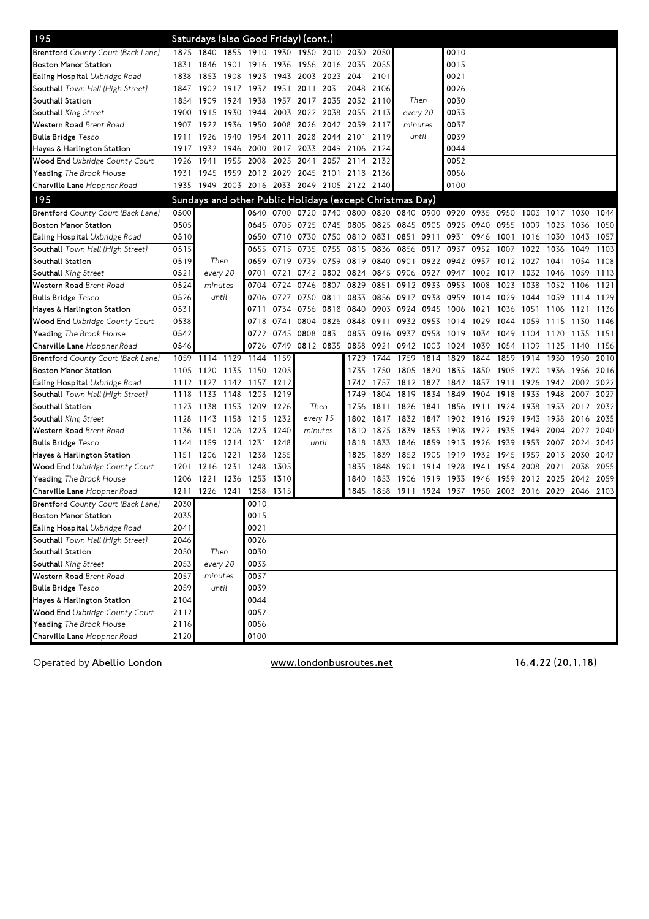## 195 Saturdays (also Good Friday) (cont.)

| | | | | | | | | | | | |
|---|---|---|---|---|---|---|---|---|---|---|---|
| **Brentford** *County Court (Back Lane)* | 1825 | 1840 | 1855 | 1910 | 1930 | 1950 | 2010 | 2030 | 2050 | | 0010 |
| **Boston Manor Station** | 1831 | 1846 | 1901 | 1916 | 1936 | 1956 | 2016 | 2035 | 2055 | | 0015 |
| **Ealing Hospital** *Uxbridge Road* | 1838 | 1853 | 1908 | 1923 | 1943 | 2003 | 2023 | 2041 | 2101 | | 0021 |
| **Southall** *Town Hall (High Street)* | 1847 | 1902 | 1917 | 1932 | 1951 | 2011 | 2031 | 2048 | 2106 | | 0026 |
| **Southall Station** | 1854 | 1909 | 1924 | 1938 | 1957 | 2017 | 2035 | 2052 | 2110 | *Then* | 0030 |
| **Southall** *King Street* | 1900 | 1915 | 1930 | 1944 | 2003 | 2022 | 2038 | 2055 | 2113 | *every 20* | 0033 |
| **Western Road** *Brent Road* | 1907 | 1922 | 1936 | 1950 | 2008 | 2026 | 2042 | 2059 | 2117 | *minutes* | 0037 |
| **Bulls Bridge** *Tesco* | 1911 | 1926 | 1940 | 1954 | 2011 | 2028 | 2044 | 2101 | 2119 | *until* | 0039 |
| **Hayes & Harlington Station** | 1917 | 1932 | 1946 | 2000 | 2017 | 2033 | 2049 | 2106 | 2124 | | 0044 |
| **Wood End** *Uxbridge County Court* | 1926 | 1941 | 1955 | 2008 | 2025 | 2041 | 2057 | 2114 | 2132 | | 0052 |
| **Yeading** *The Brook House* | 1931 | 1945 | 1959 | 2012 | 2029 | 2045 | 2101 | 2118 | 2136 | | 0056 |
| **Charville Lane** *Hoppner Road* | 1935 | 1949 | 2003 | 2016 | 2033 | 2049 | 2105 | 2122 | 2140 | | 0100 |

## 195 Sundays and other Public Holidays (except Christmas Day)

| | | | | | | | | | | | | | | | | | | |
|---|---|---|---|---|---|---|---|---|---|---|---|---|---|---|---|---|---|---|
| **Brentford** *County Court (Back Lane)* | 0500 | | 0640 | 0700 | 0720 | 0740 | 0800 | 0820 | 0840 | 0900 | 0920 | 0935 | 0950 | 1003 | 1017 | 1030 | 1044 |
| **Boston Manor Station** | 0505 | | 0645 | 0705 | 0725 | 0745 | 0805 | 0825 | 0845 | 0905 | 0925 | 0940 | 0955 | 1009 | 1023 | 1036 | 1050 |
| **Ealing Hospital** *Uxbridge Road* | 0510 | | 0650 | 0710 | 0730 | 0750 | 0810 | 0831 | 0851 | 0911 | 0931 | 0946 | 1001 | 1016 | 1030 | 1043 | 1057 |
| **Southall** *Town Hall (High Street)* | 0515 | | 0655 | 0715 | 0735 | 0755 | 0815 | 0836 | 0856 | 0917 | 0937 | 0952 | 1007 | 1022 | 1036 | 1049 | 1103 |
| **Southall Station** | 0519 | *Then* | 0659 | 0719 | 0739 | 0759 | 0819 | 0840 | 0901 | 0922 | 0942 | 0957 | 1012 | 1027 | 1041 | 1054 | 1108 |
| **Southall** *King Street* | 0521 | *every 20* | 0701 | 0721 | 0742 | 0802 | 0824 | 0845 | 0906 | 0927 | 0947 | 1002 | 1017 | 1032 | 1046 | 1059 | 1113 |
| **Western Road** *Brent Road* | 0524 | *minutes* | 0704 | 0724 | 0746 | 0807 | 0829 | 0851 | 0912 | 0933 | 0953 | 1008 | 1023 | 1038 | 1052 | 1106 | 1121 |
| **Bulls Bridge** *Tesco* | 0526 | *until* | 0706 | 0727 | 0750 | 0811 | 0833 | 0856 | 0917 | 0938 | 0959 | 1014 | 1029 | 1044 | 1059 | 1114 | 1129 |
| **Hayes & Harlington Station** | 0531 | | 0711 | 0734 | 0756 | 0818 | 0840 | 0903 | 0924 | 0945 | 1006 | 1021 | 1036 | 1051 | 1106 | 1121 | 1136 |
| **Wood End** *Uxbridge County Court* | 0538 | | 0718 | 0741 | 0804 | 0826 | 0848 | 0911 | 0932 | 0953 | 1014 | 1029 | 1044 | 1059 | 1115 | 1130 | 1146 |
| **Yeading** *The Brook House* | 0542 | | 0722 | 0745 | 0808 | 0831 | 0853 | 0916 | 0937 | 0958 | 1019 | 1034 | 1049 | 1104 | 1120 | 1135 | 1151 |
| **Charville Lane** *Hoppner Road* | 0546 | | 0726 | 0749 | 0812 | 0835 | 0858 | 0921 | 0942 | 1003 | 1024 | 1039 | 1054 | 1109 | 1125 | 1140 | 1156 |

| | | | | | | | | | | | | | | | | | |
|---|---|---|---|---|---|---|---|---|---|---|---|---|---|---|---|---|---|
| **Brentford** *County Court (Back Lane)* | 1059 | 1114 | 1129 | 1144 | 1159 | | 1729 | 1744 | 1759 | 1814 | 1829 | 1844 | 1859 | 1914 | 1930 | 1950 | 2010 |
| **Boston Manor Station** | 1105 | 1120 | 1135 | 1150 | 1205 | | 1735 | 1750 | 1805 | 1820 | 1835 | 1850 | 1905 | 1920 | 1936 | 1956 | 2016 |
| **Ealing Hospital** *Uxbridge Road* | 1112 | 1127 | 1142 | 1157 | 1212 | | 1742 | 1757 | 1812 | 1827 | 1842 | 1857 | 1911 | 1926 | 1942 | 2002 | 2022 |
| **Southall** *Town Hall (High Street)* | 1118 | 1133 | 1148 | 1203 | 1219 | | 1749 | 1804 | 1819 | 1834 | 1849 | 1904 | 1918 | 1933 | 1948 | 2007 | 2027 |
| **Southall Station** | 1123 | 1138 | 1153 | 1209 | 1226 | *Then* | 1756 | 1811 | 1826 | 1841 | 1856 | 1911 | 1924 | 1938 | 1953 | 2012 | 2032 |
| **Southall** *King Street* | 1128 | 1143 | 1158 | 1215 | 1232 | *every 15* | 1802 | 1817 | 1832 | 1847 | 1902 | 1916 | 1929 | 1943 | 1958 | 2016 | 2035 |
| **Western Road** *Brent Road* | 1136 | 1151 | 1206 | 1223 | 1240 | *minutes* | 1810 | 1825 | 1839 | 1853 | 1908 | 1922 | 1935 | 1949 | 2004 | 2022 | 2040 |
| **Bulls Bridge** *Tesco* | 1144 | 1159 | 1214 | 1231 | 1248 | *until* | 1818 | 1833 | 1846 | 1859 | 1913 | 1926 | 1939 | 1953 | 2007 | 2024 | 2042 |
| **Hayes & Harlington Station** | 1151 | 1206 | 1221 | 1238 | 1255 | | 1825 | 1839 | 1852 | 1905 | 1919 | 1932 | 1945 | 1959 | 2013 | 2030 | 2047 |
| **Wood End** *Uxbridge County Court* | 1201 | 1216 | 1231 | 1248 | 1305 | | 1835 | 1848 | 1901 | 1914 | 1928 | 1941 | 1954 | 2008 | 2021 | 2038 | 2055 |
| **Yeading** *The Brook House* | 1206 | 1221 | 1236 | 1253 | 1310 | | 1840 | 1853 | 1906 | 1919 | 1933 | 1946 | 1959 | 2012 | 2025 | 2042 | 2059 |
| **Charville Lane** *Hoppner Road* | 1211 | 1226 | 1241 | 1258 | 1315 | | 1845 | 1858 | 1911 | 1924 | 1937 | 1950 | 2003 | 2016 | 2029 | 2046 | 2103 |

| | | | |
|---|---|---|---|
| **Brentford** *County Court (Back Lane)* | 2030 | | 0010 |
| **Boston Manor Station** | 2035 | | 0015 |
| **Ealing Hospital** *Uxbridge Road* | 2041 | | 0021 |
| **Southall** *Town Hall (High Street)* | 2046 | | 0026 |
| **Southall Station** | 2050 | *Then* | 0030 |
| **Southall** *King Street* | 2053 | *every 20* | 0033 |
| **Western Road** *Brent Road* | 2057 | *minutes* | 0037 |
| **Bulls Bridge** *Tesco* | 2059 | *until* | 0039 |
| **Hayes & Harlington Station** | 2104 | | 0044 |
| **Wood End** *Uxbridge County Court* | 2112 | | 0052 |
| **Yeading** *The Brook House* | 2116 | | 0056 |
| **Charville Lane** *Hoppner Road* | 2120 | | 0100 |

Operated by **Abellio London**    www.londonbusroutes.net    16.4.22 (20.1.18)